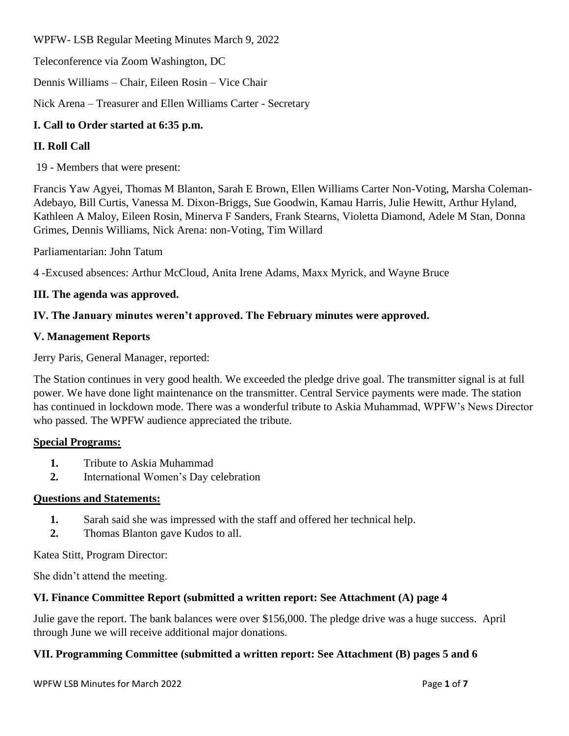WPFW- LSB Regular Meeting Minutes March 9, 2022

Teleconference via Zoom Washington, DC

Dennis Williams – Chair, Eileen Rosin – Vice Chair

Nick Arena – Treasurer and Ellen Williams Carter - Secretary

**I. Call to Order started at 6:35 p.m.**

**II. Roll Call**

19 - Members that were present:

Francis Yaw Agyei, Thomas M Blanton, Sarah E Brown, Ellen Williams Carter Non-Voting, Marsha Coleman-Adebayo, Bill Curtis, Vanessa M. Dixon-Briggs, Sue Goodwin, Kamau Harris, Julie Hewitt, Arthur Hyland, Kathleen A Maloy, Eileen Rosin, Minerva F Sanders, Frank Stearns, Violetta Diamond, Adele M Stan, Donna Grimes, Dennis Williams, Nick Arena: non-Voting, Tim Willard

Parliamentarian: John Tatum

4 -Excused absences: Arthur McCloud, Anita Irene Adams, Maxx Myrick, and Wayne Bruce

**III. The agenda was approved.**

**IV. The January minutes weren't approved. The February minutes were approved.**

**V. Management Reports**

Jerry Paris, General Manager, reported:

The Station continues in very good health. We exceeded the pledge drive goal. The transmitter signal is at full power. We have done light maintenance on the transmitter. Central Service payments were made. The station has continued in lockdown mode. There was a wonderful tribute to Askia Muhammad, WPFW's News Director who passed. The WPFW audience appreciated the tribute.

**Special Programs:**

1. Tribute to Askia Muhammad
2. International Women's Day celebration

**Questions and Statements:**

1. Sarah said she was impressed with the staff and offered her technical help.
2. Thomas Blanton gave Kudos to all.

Katea Stitt, Program Director:

She didn't attend the meeting.

**VI. Finance Committee Report (submitted a written report: See Attachment (A) page 4**

Julie gave the report. The bank balances were over $156,000. The pledge drive was a huge success. April through June we will receive additional major donations.

**VII. Programming Committee (submitted a written report: See Attachment (B) pages 5 and 6**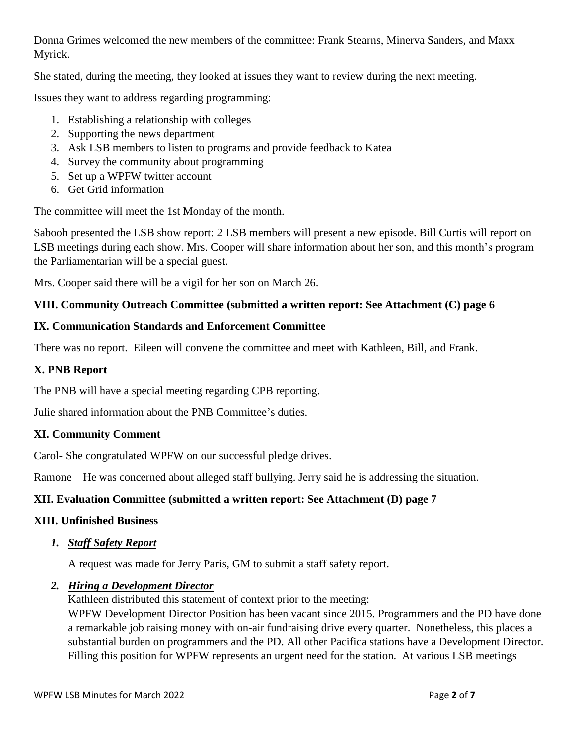Donna Grimes welcomed the new members of the committee: Frank Stearns, Minerva Sanders, and Maxx Myrick.

She stated, during the meeting, they looked at issues they want to review during the next meeting.

Issues they want to address regarding programming:

1. Establishing a relationship with colleges
2. Supporting the news department
3. Ask LSB members to listen to programs and provide feedback to Katea
4. Survey the community about programming
5. Set up a WPFW twitter account
6. Get Grid information

The committee will meet the 1st Monday of the month.

Sabooh presented the LSB show report: 2 LSB members will present a new episode. Bill Curtis will report on LSB meetings during each show. Mrs. Cooper will share information about her son, and this month's program the Parliamentarian will be a special guest.

Mrs. Cooper said there will be a vigil for her son on March 26.

### VIII. Community Outreach Committee (submitted a written report: See Attachment (C) page 6

### IX. Communication Standards and Enforcement Committee

There was no report. Eileen will convene the committee and meet with Kathleen, Bill, and Frank.

### X. PNB Report

The PNB will have a special meeting regarding CPB reporting.

Julie shared information about the PNB Committee's duties.

### XI. Community Comment

Carol- She congratulated WPFW on our successful pledge drives.

Ramone – He was concerned about alleged staff bullying. Jerry said he is addressing the situation.

### XII. Evaluation Committee (submitted a written report: See Attachment (D) page 7

### XIII. Unfinished Business

1. ***<u>Staff Safety Report</u>***

   A request was made for Jerry Paris, GM to submit a staff safety report.

2. ***<u>Hiring a Development Director</u>***

   Kathleen distributed this statement of context prior to the meeting:
   WPFW Development Director Position has been vacant since 2015. Programmers and the PD have done a remarkable job raising money with on-air fundraising drive every quarter. Nonetheless, this places a substantial burden on programmers and the PD. All other Pacifica stations have a Development Director. Filling this position for WPFW represents an urgent need for the station. At various LSB meetings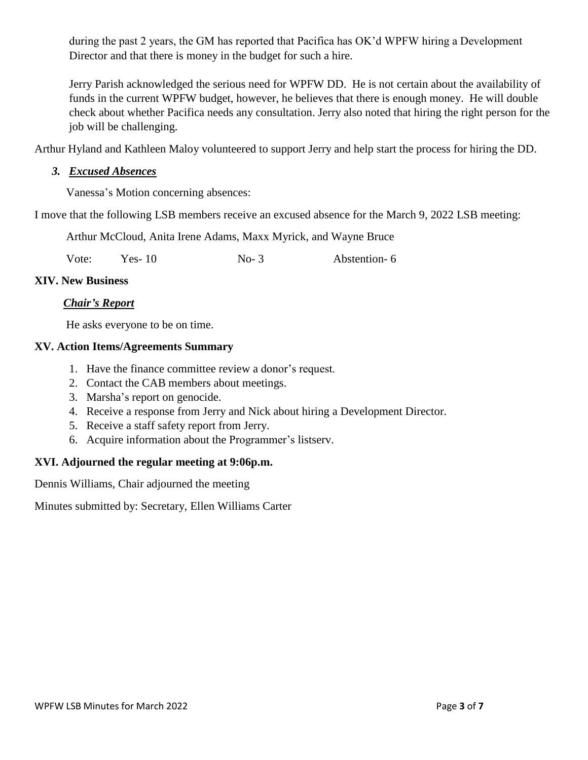during the past 2 years, the GM has reported that Pacifica has OK'd WPFW hiring a Development Director and that there is money in the budget for such a hire.

Jerry Parish acknowledged the serious need for WPFW DD. He is not certain about the availability of funds in the current WPFW budget, however, he believes that there is enough money. He will double check about whether Pacifica needs any consultation. Jerry also noted that hiring the right person for the job will be challenging.

Arthur Hyland and Kathleen Maloy volunteered to support Jerry and help start the process for hiring the DD.

### *3. Excused Absences*

Vanessa's Motion concerning absences:

I move that the following LSB members receive an excused absence for the March 9, 2022 LSB meeting:

Arthur McCloud, Anita Irene Adams, Maxx Myrick, and Wayne Bruce

Vote: Yes- 10 No- 3 Abstention- 6

## XIV. New Business

### *Chair's Report*

He asks everyone to be on time.

## XV. Action Items/Agreements Summary

1. Have the finance committee review a donor's request.
2. Contact the CAB members about meetings.
3. Marsha's report on genocide.
4. Receive a response from Jerry and Nick about hiring a Development Director.
5. Receive a staff safety report from Jerry.
6. Acquire information about the Programmer's listserv.

## XVI. Adjourned the regular meeting at 9:06p.m.

Dennis Williams, Chair adjourned the meeting

Minutes submitted by: Secretary, Ellen Williams Carter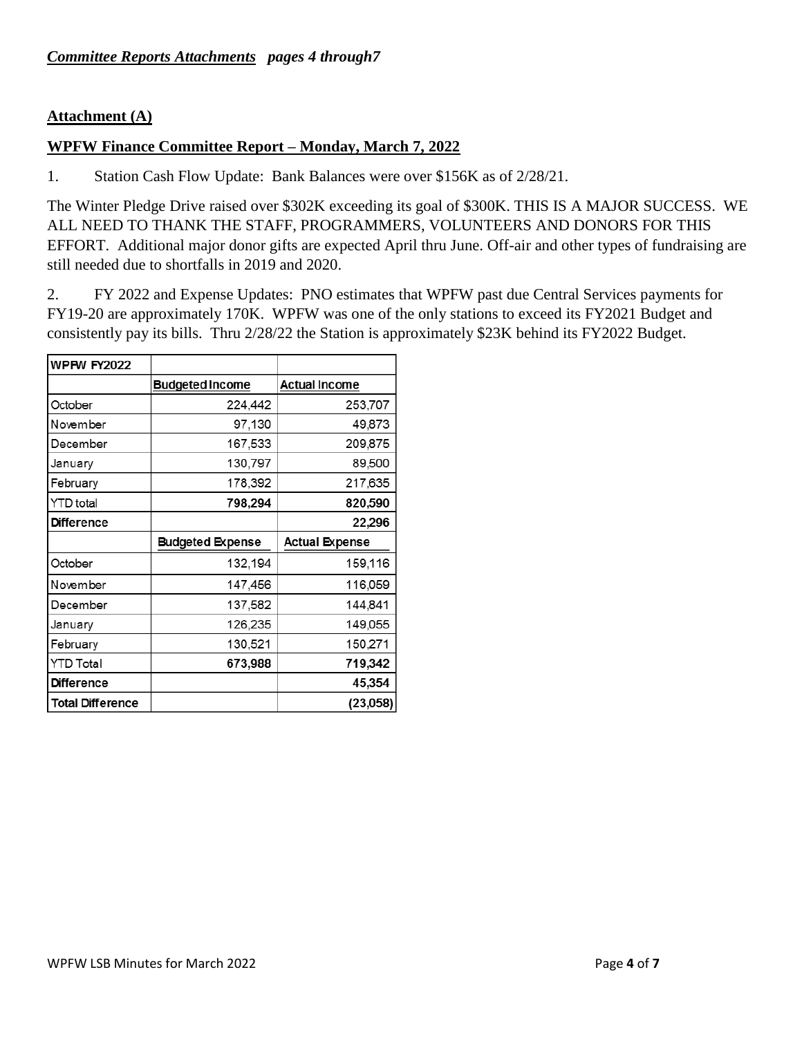***Committee Reports Attachments** pages 4 through7*

**Attachment (A)**

**WPFW Finance Committee Report – Monday, March 7, 2022**

1. Station Cash Flow Update: Bank Balances were over $156K as of 2/28/21.

The Winter Pledge Drive raised over $302K exceeding its goal of $300K. THIS IS A MAJOR SUCCESS. WE ALL NEED TO THANK THE STAFF, PROGRAMMERS, VOLUNTEERS AND DONORS FOR THIS EFFORT. Additional major donor gifts are expected April thru June. Off-air and other types of fundraising are still needed due to shortfalls in 2019 and 2020.

2. FY 2022 and Expense Updates: PNO estimates that WPFW past due Central Services payments for FY19-20 are approximately 170K. WPFW was one of the only stations to exceed its FY2021 Budget and consistently pay its bills. Thru 2/28/22 the Station is approximately $23K behind its FY2022 Budget.

| **WPFW FY2022** | | |
|---|---|---|
| | Budgeted Income | Actual Income |
| October | 224,442 | 253,707 |
| November | 97,130 | 49,873 |
| December | 167,533 | 209,875 |
| January | 130,797 | 89,500 |
| February | 178,392 | 217,635 |
| YTD total | **798,294** | **820,590** |
| **Difference** | | **22,296** |
| | **Budgeted Expense** | **Actual Expense** |
| October | 132,194 | 159,116 |
| November | 147,456 | 116,059 |
| December | 137,582 | 144,841 |
| January | 126,235 | 149,055 |
| February | 130,521 | 150,271 |
| YTD Total | **673,988** | **719,342** |
| **Difference** | | **45,354** |
| **Total Difference** | | **(23,058)** |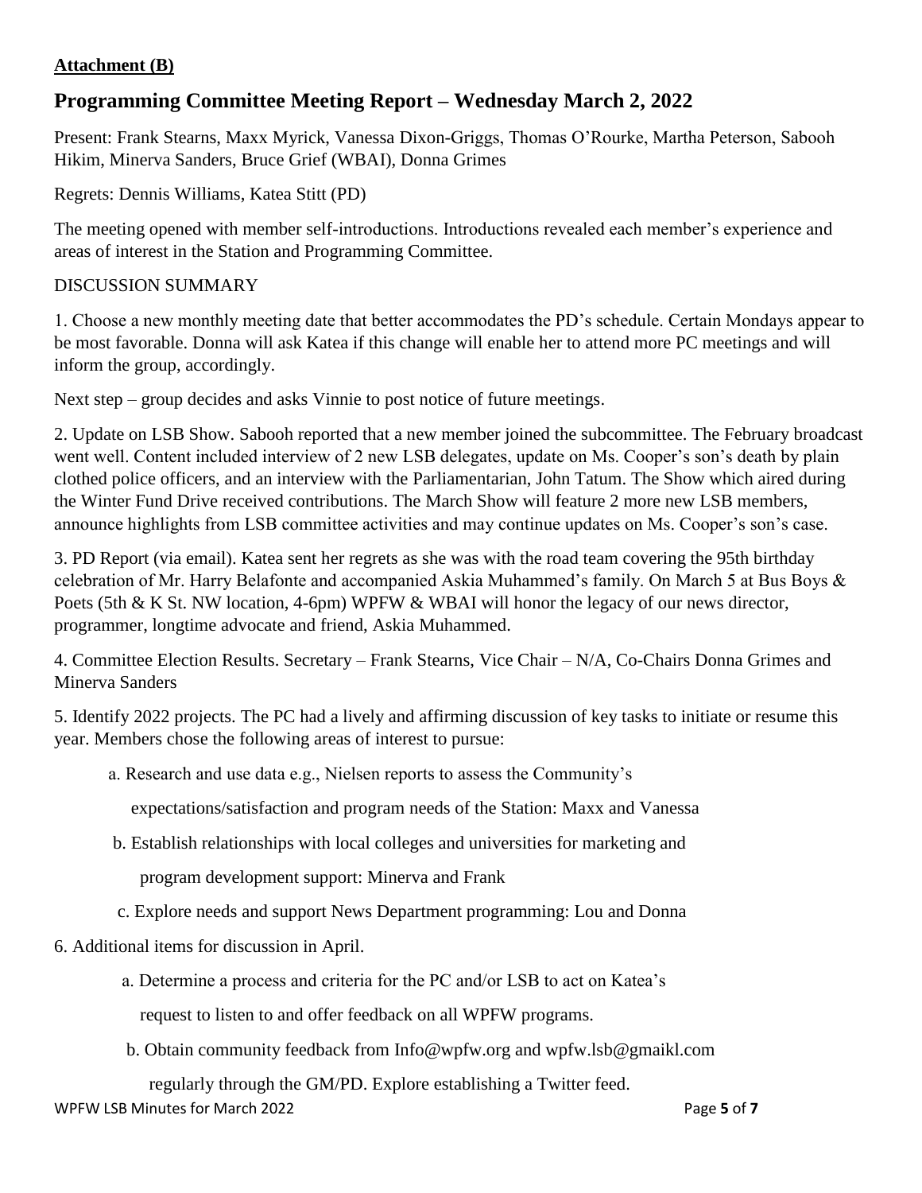**Attachment (B)**

## Programming Committee Meeting Report – Wednesday March 2, 2022

Present: Frank Stearns, Maxx Myrick, Vanessa Dixon-Griggs, Thomas O'Rourke, Martha Peterson, Sabooh Hikim, Minerva Sanders, Bruce Grief (WBAI), Donna Grimes

Regrets: Dennis Williams, Katea Stitt (PD)

The meeting opened with member self-introductions. Introductions revealed each member's experience and areas of interest in the Station and Programming Committee.

DISCUSSION SUMMARY

1. Choose a new monthly meeting date that better accommodates the PD's schedule. Certain Mondays appear to be most favorable. Donna will ask Katea if this change will enable her to attend more PC meetings and will inform the group, accordingly.

Next step – group decides and asks Vinnie to post notice of future meetings.

2. Update on LSB Show. Sabooh reported that a new member joined the subcommittee. The February broadcast went well. Content included interview of 2 new LSB delegates, update on Ms. Cooper's son's death by plain clothed police officers, and an interview with the Parliamentarian, John Tatum. The Show which aired during the Winter Fund Drive received contributions. The March Show will feature 2 more new LSB members, announce highlights from LSB committee activities and may continue updates on Ms. Cooper's son's case.

3. PD Report (via email). Katea sent her regrets as she was with the road team covering the 95th birthday celebration of Mr. Harry Belafonte and accompanied Askia Muhammed's family. On March 5 at Bus Boys & Poets (5th & K St. NW location, 4-6pm) WPFW & WBAI will honor the legacy of our news director, programmer, longtime advocate and friend, Askia Muhammed.

4. Committee Election Results. Secretary – Frank Stearns, Vice Chair – N/A, Co-Chairs Donna Grimes and Minerva Sanders

5. Identify 2022 projects. The PC had a lively and affirming discussion of key tasks to initiate or resume this year. Members chose the following areas of interest to pursue:

   a. Research and use data e.g., Nielsen reports to assess the Community's expectations/satisfaction and program needs of the Station: Maxx and Vanessa

   b. Establish relationships with local colleges and universities for marketing and program development support: Minerva and Frank

   c. Explore needs and support News Department programming: Lou and Donna

6. Additional items for discussion in April.

   a. Determine a process and criteria for the PC and/or LSB to act on Katea's request to listen to and offer feedback on all WPFW programs.

   b. Obtain community feedback from Info@wpfw.org and wpfw.lsb@gmaikl.com regularly through the GM/PD. Explore establishing a Twitter feed.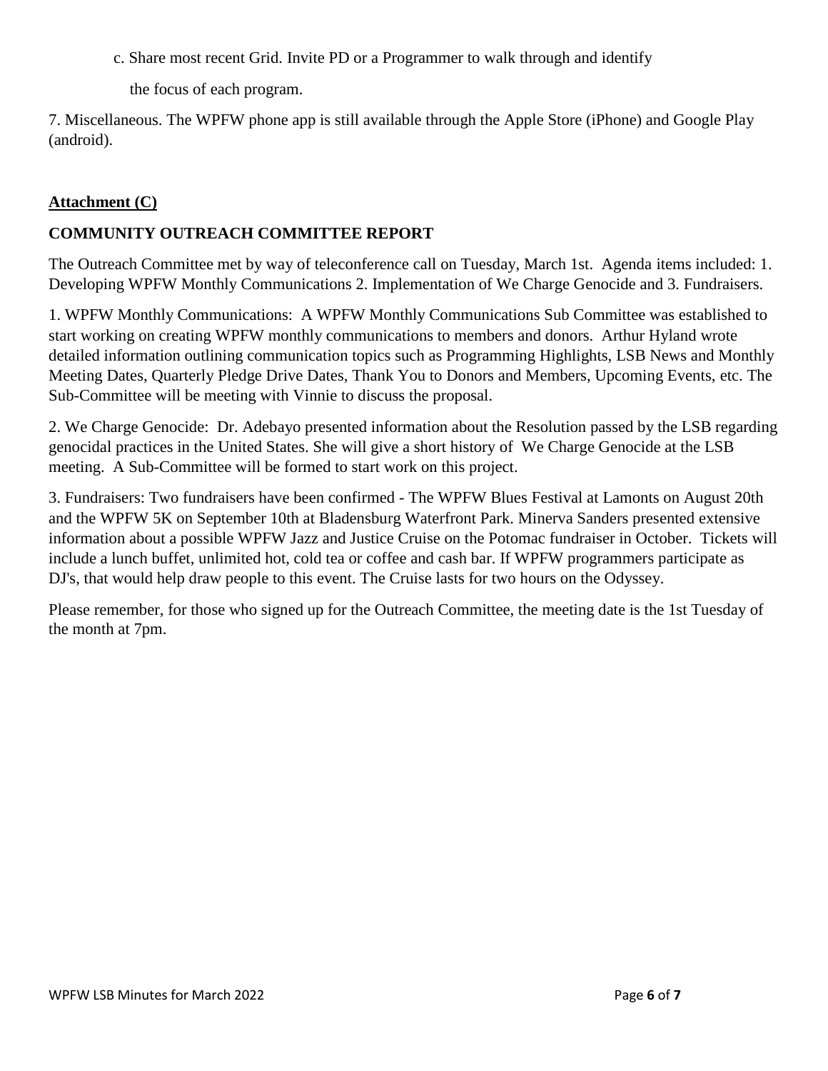c. Share most recent Grid. Invite PD or a Programmer to walk through and identify the focus of each program.

7. Miscellaneous. The WPFW phone app is still available through the Apple Store (iPhone) and Google Play (android).

**<u>Attachment (C)</u>**

**COMMUNITY OUTREACH COMMITTEE REPORT**

The Outreach Committee met by way of teleconference call on Tuesday, March 1st. Agenda items included: 1. Developing WPFW Monthly Communications 2. Implementation of We Charge Genocide and 3. Fundraisers.

1. WPFW Monthly Communications: A WPFW Monthly Communications Sub Committee was established to start working on creating WPFW monthly communications to members and donors. Arthur Hyland wrote detailed information outlining communication topics such as Programming Highlights, LSB News and Monthly Meeting Dates, Quarterly Pledge Drive Dates, Thank You to Donors and Members, Upcoming Events, etc. The Sub-Committee will be meeting with Vinnie to discuss the proposal.

2. We Charge Genocide: Dr. Adebayo presented information about the Resolution passed by the LSB regarding genocidal practices in the United States. She will give a short history of We Charge Genocide at the LSB meeting. A Sub-Committee will be formed to start work on this project.

3. Fundraisers: Two fundraisers have been confirmed - The WPFW Blues Festival at Lamonts on August 20th and the WPFW 5K on September 10th at Bladensburg Waterfront Park. Minerva Sanders presented extensive information about a possible WPFW Jazz and Justice Cruise on the Potomac fundraiser in October. Tickets will include a lunch buffet, unlimited hot, cold tea or coffee and cash bar. If WPFW programmers participate as DJ's, that would help draw people to this event. The Cruise lasts for two hours on the Odyssey.

Please remember, for those who signed up for the Outreach Committee, the meeting date is the 1st Tuesday of the month at 7pm.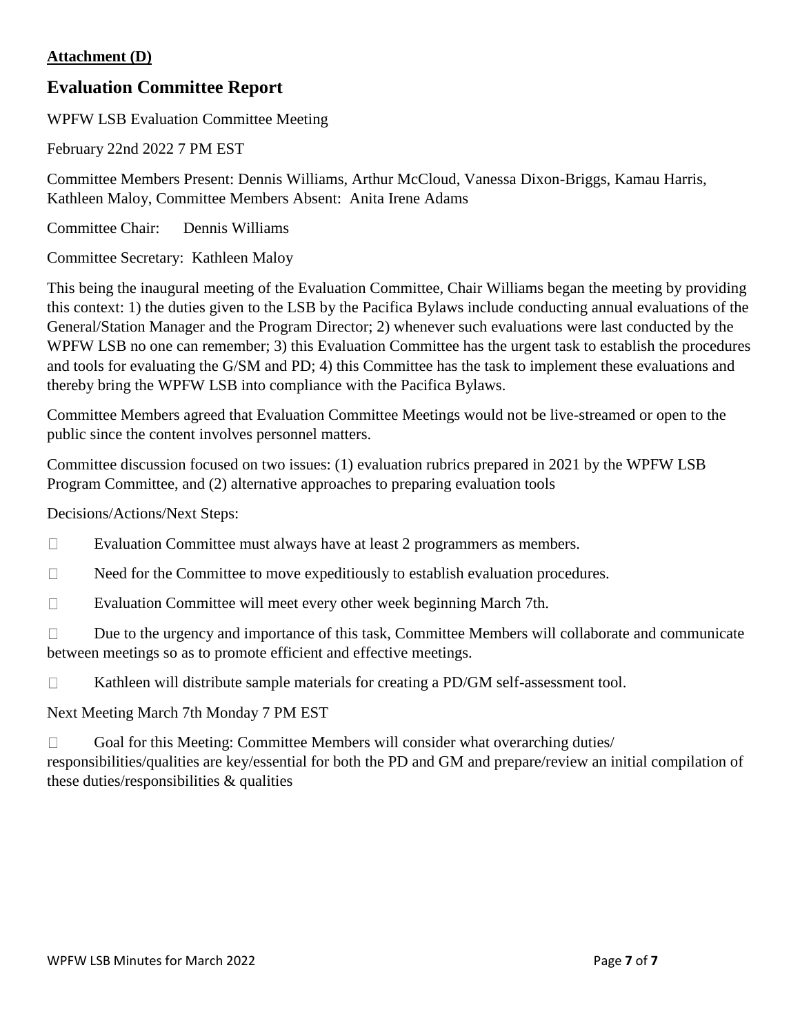**Attachment (D)**

## Evaluation Committee Report

WPFW LSB Evaluation Committee Meeting

February 22nd 2022 7 PM EST

Committee Members Present: Dennis Williams, Arthur McCloud, Vanessa Dixon-Briggs, Kamau Harris, Kathleen Maloy, Committee Members Absent: Anita Irene Adams

Committee Chair: Dennis Williams

Committee Secretary: Kathleen Maloy

This being the inaugural meeting of the Evaluation Committee, Chair Williams began the meeting by providing this context: 1) the duties given to the LSB by the Pacifica Bylaws include conducting annual evaluations of the General/Station Manager and the Program Director; 2) whenever such evaluations were last conducted by the WPFW LSB no one can remember; 3) this Evaluation Committee has the urgent task to establish the procedures and tools for evaluating the G/SM and PD; 4) this Committee has the task to implement these evaluations and thereby bring the WPFW LSB into compliance with the Pacifica Bylaws.

Committee Members agreed that Evaluation Committee Meetings would not be live-streamed or open to the public since the content involves personnel matters.

Committee discussion focused on two issues: (1) evaluation rubrics prepared in 2021 by the WPFW LSB Program Committee, and (2) alternative approaches to preparing evaluation tools

Decisions/Actions/Next Steps:

- Evaluation Committee must always have at least 2 programmers as members.
- Need for the Committee to move expeditiously to establish evaluation procedures.
- Evaluation Committee will meet every other week beginning March 7th.
- Due to the urgency and importance of this task, Committee Members will collaborate and communicate between meetings so as to promote efficient and effective meetings.
- Kathleen will distribute sample materials for creating a PD/GM self-assessment tool.

Next Meeting March 7th Monday 7 PM EST

- Goal for this Meeting: Committee Members will consider what overarching duties/ responsibilities/qualities are key/essential for both the PD and GM and prepare/review an initial compilation of these duties/responsibilities & qualities